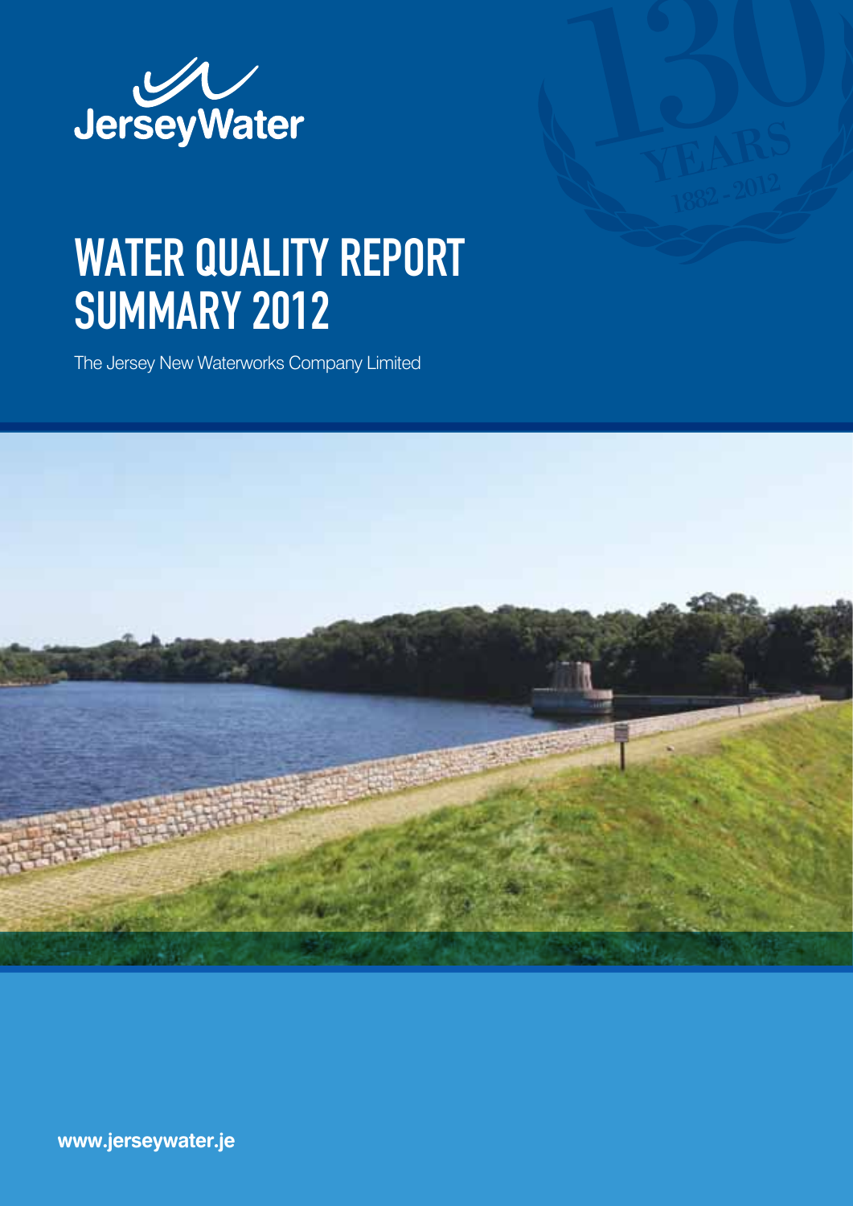JerseyWater

130 YEARS 1882 - 2012

# WATER QUALITY REPORT SUMMARY 2012

The Jersey New Waterworks Company Limited

www.jerseywater.je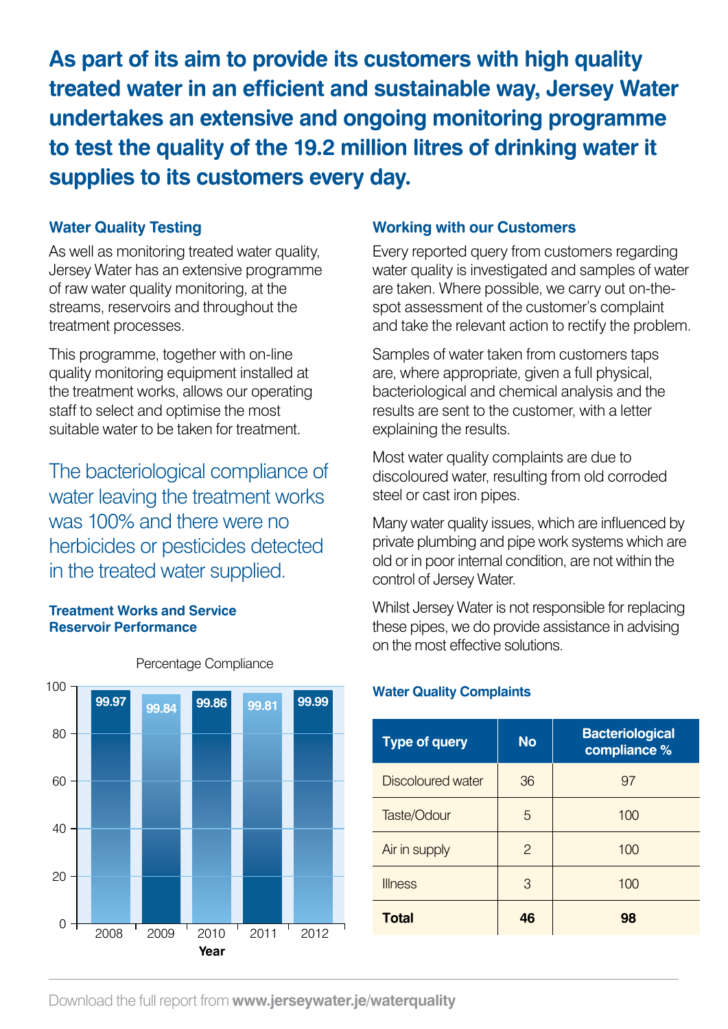**As part of its aim to provide its customers with high quality treated water in an efficient and sustainable way, Jersey Water undertakes an extensive and ongoing monitoring programme to test the quality of the 19.2 million litres of drinking water it supplies to its customers every day.**

### Water Quality Testing

As well as monitoring treated water quality, Jersey Water has an extensive programme of raw water quality monitoring, at the streams, reservoirs and throughout the treatment processes.

This programme, together with on-line quality monitoring equipment installed at the treatment works, allows our operating staff to select and optimise the most suitable water to be taken for treatment.

The bacteriological compliance of water leaving the treatment works was 100% and there were no herbicides or pesticides detected in the treated water supplied.

### Treatment Works and Service Reservoir Performance

Percentage Compliance

| Year | Percentage Compliance |
|---|---|
| 2008 | 99.97 |
| 2009 | 99.84 |
| 2010 | 99.86 |
| 2011 | 99.81 |
| 2012 | 99.99 |

### Working with our Customers

Every reported query from customers regarding water quality is investigated and samples of water are taken. Where possible, we carry out on-the-spot assessment of the customer's complaint and take the relevant action to rectify the problem.

Samples of water taken from customers taps are, where appropriate, given a full physical, bacteriological and chemical analysis and the results are sent to the customer, with a letter explaining the results.

Most water quality complaints are due to discoloured water, resulting from old corroded steel or cast iron pipes.

Many water quality issues, which are influenced by private plumbing and pipe work systems which are old or in poor internal condition, are not within the control of Jersey Water.

Whilst Jersey Water is not responsible for replacing these pipes, we do provide assistance in advising on the most effective solutions.

### Water Quality Complaints

| Type of query | No | Bacteriological compliance % |
|---|---|---|
| Discoloured water | 36 | 97 |
| Taste/Odour | 5 | 100 |
| Air in supply | 2 | 100 |
| Illness | 3 | 100 |
| **Total** | **46** | **98** |

Download the full report from **www.jerseywater.je/waterquality**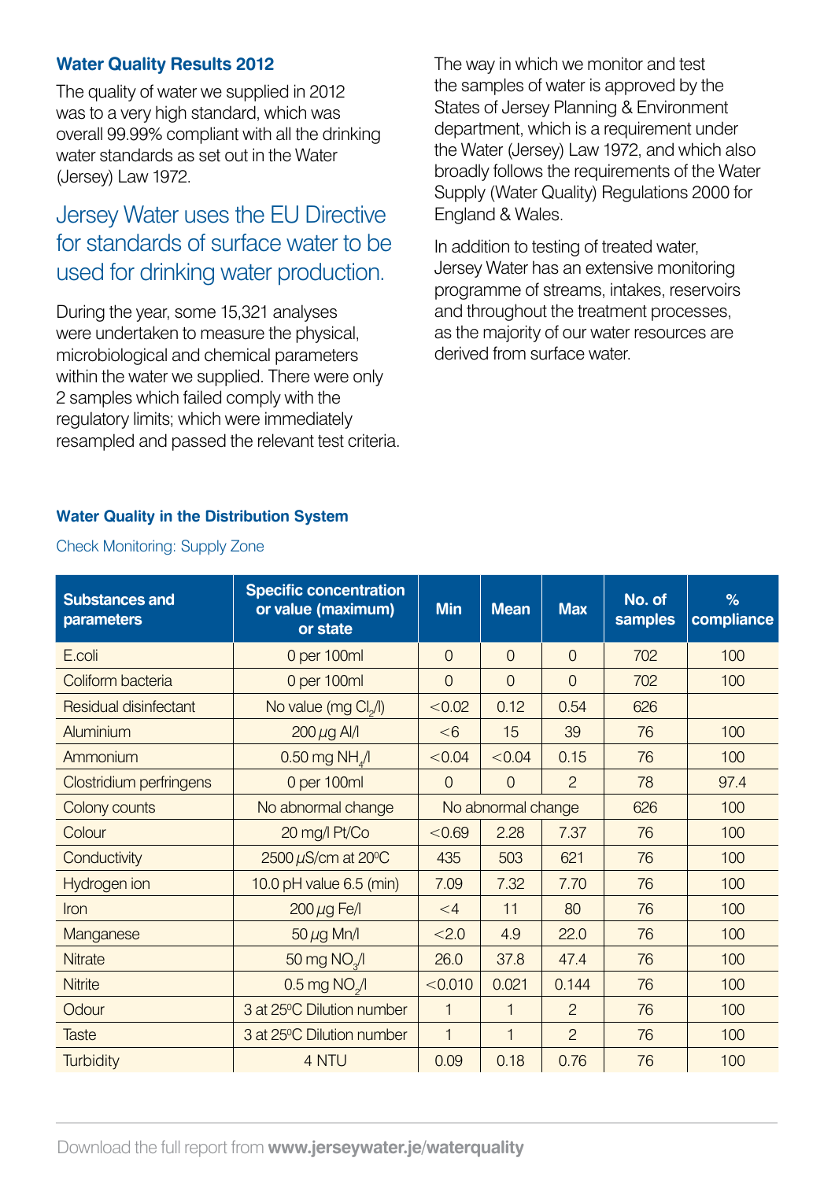### Water Quality Results 2012

The quality of water we supplied in 2012 was to a very high standard, which was overall 99.99% compliant with all the drinking water standards as set out in the Water (Jersey) Law 1972.

## Jersey Water uses the EU Directive for standards of surface water to be used for drinking water production.

During the year, some 15,321 analyses were undertaken to measure the physical, microbiological and chemical parameters within the water we supplied. There were only 2 samples which failed comply with the regulatory limits; which were immediately resampled and passed the relevant test criteria.

The way in which we monitor and test the samples of water is approved by the States of Jersey Planning & Environment department, which is a requirement under the Water (Jersey) Law 1972, and which also broadly follows the requirements of the Water Supply (Water Quality) Regulations 2000 for England & Wales.

In addition to testing of treated water, Jersey Water has an extensive monitoring programme of streams, intakes, reservoirs and throughout the treatment processes, as the majority of our water resources are derived from surface water.

### Water Quality in the Distribution System

Check Monitoring: Supply Zone

| Substances and parameters | Specific concentration or value (maximum) or state | Min | Mean | Max | No. of samples | % compliance |
|---|---|---|---|---|---|---|
| E.coli | 0 per 100ml | 0 | 0 | 0 | 702 | 100 |
| Coliform bacteria | 0 per 100ml | 0 | 0 | 0 | 702 | 100 |
| Residual disinfectant | No value (mg $Cl_2$/l) | <0.02 | 0.12 | 0.54 | 626 | |
| Aluminium | 200 $\mu$g Al/l | <6 | 15 | 39 | 76 | 100 |
| Ammonium | 0.50 mg $NH_4$/l | <0.04 | <0.04 | 0.15 | 76 | 100 |
| Clostridium perfringens | 0 per 100ml | 0 | 0 | 2 | 78 | 97.4 |
| Colony counts | No abnormal change | No abnormal change | | | 626 | 100 |
| Colour | 20 mg/l Pt/Co | <0.69 | 2.28 | 7.37 | 76 | 100 |
| Conductivity | 2500 $\mu$S/cm at 20$^0$C | 435 | 503 | 621 | 76 | 100 |
| Hydrogen ion | 10.0 pH value 6.5 (min) | 7.09 | 7.32 | 7.70 | 76 | 100 |
| Iron | 200 $\mu$g Fe/l | <4 | 11 | 80 | 76 | 100 |
| Manganese | 50 $\mu$g Mn/l | <2.0 | 4.9 | 22.0 | 76 | 100 |
| Nitrate | 50 mg $NO_3$/l | 26.0 | 37.8 | 47.4 | 76 | 100 |
| Nitrite | 0.5 mg $NO_2$/l | <0.010 | 0.021 | 0.144 | 76 | 100 |
| Odour | 3 at 25$^0$C Dilution number | 1 | 1 | 2 | 76 | 100 |
| Taste | 3 at 25$^0$C Dilution number | 1 | 1 | 2 | 76 | 100 |
| Turbidity | 4 NTU | 0.09 | 0.18 | 0.76 | 76 | 100 |

Download the full report from **www.jerseywater.je/waterquality**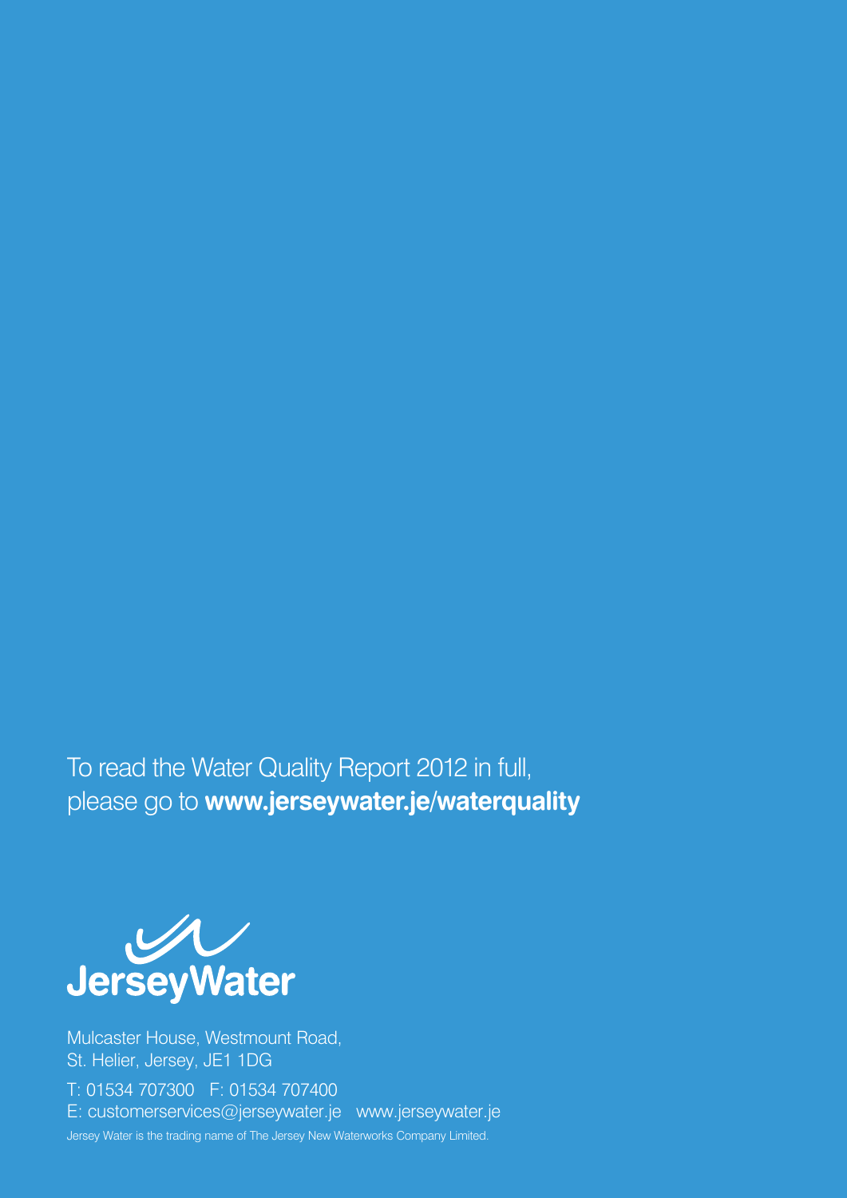To read the Water Quality Report 2012 in full, please go to **www.jerseywater.je/waterquality**

JerseyWater

Mulcaster House, Westmount Road,
St. Helier, Jersey, JE1 1DG

T: 01534 707300 F: 01534 707400
E: customerservices@jerseywater.je www.jerseywater.je

Jersey Water is the trading name of The Jersey New Waterworks Company Limited.